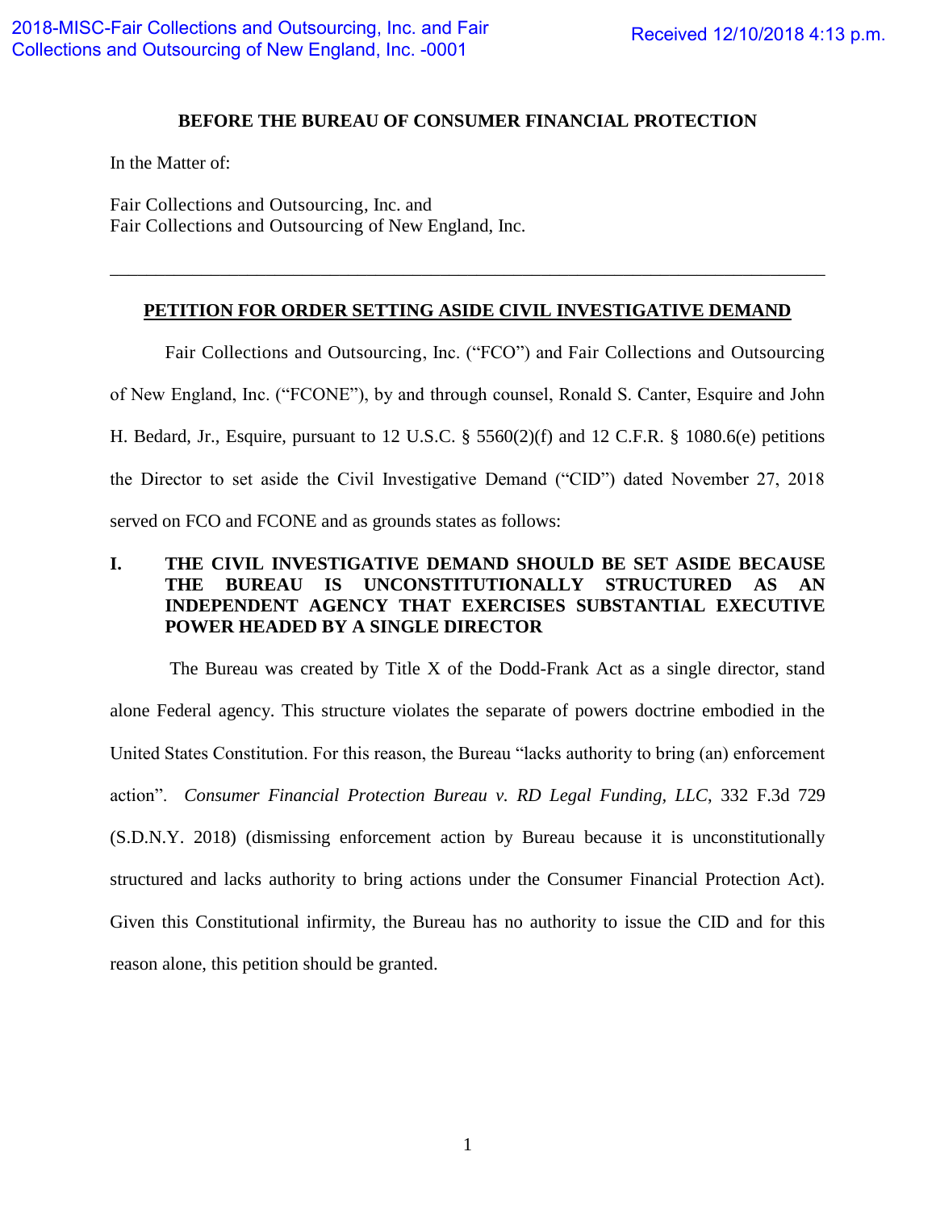**BEFORE THE BUREAU OF CONSUMER FINANCIAL PROTECTION**

In the Matter of:

Fair Collections and Outsourcing, Inc. and
Fair Collections and Outsourcing of New England, Inc.

---

**PETITION FOR ORDER SETTING ASIDE CIVIL INVESTIGATIVE DEMAND**

Fair Collections and Outsourcing, Inc. ("FCO") and Fair Collections and Outsourcing of New England, Inc. ("FCONE"), by and through counsel, Ronald S. Canter, Esquire and John H. Bedard, Jr., Esquire, pursuant to 12 U.S.C. § 5560(2)(f) and 12 C.F.R. § 1080.6(e) petitions the Director to set aside the Civil Investigative Demand ("CID") dated November 27, 2018 served on FCO and FCONE and as grounds states as follows:

## I. THE CIVIL INVESTIGATIVE DEMAND SHOULD BE SET ASIDE BECAUSE THE BUREAU IS UNCONSTITUTIONALLY STRUCTURED AS AN INDEPENDENT AGENCY THAT EXERCISES SUBSTANTIAL EXECUTIVE POWER HEADED BY A SINGLE DIRECTOR

The Bureau was created by Title X of the Dodd-Frank Act as a single director, stand alone Federal agency. This structure violates the separate of powers doctrine embodied in the United States Constitution. For this reason, the Bureau "lacks authority to bring (an) enforcement action". *Consumer Financial Protection Bureau v. RD Legal Funding, LLC*, 332 F.3d 729 (S.D.N.Y. 2018) (dismissing enforcement action by Bureau because it is unconstitutionally structured and lacks authority to bring actions under the Consumer Financial Protection Act). Given this Constitutional infirmity, the Bureau has no authority to issue the CID and for this reason alone, this petition should be granted.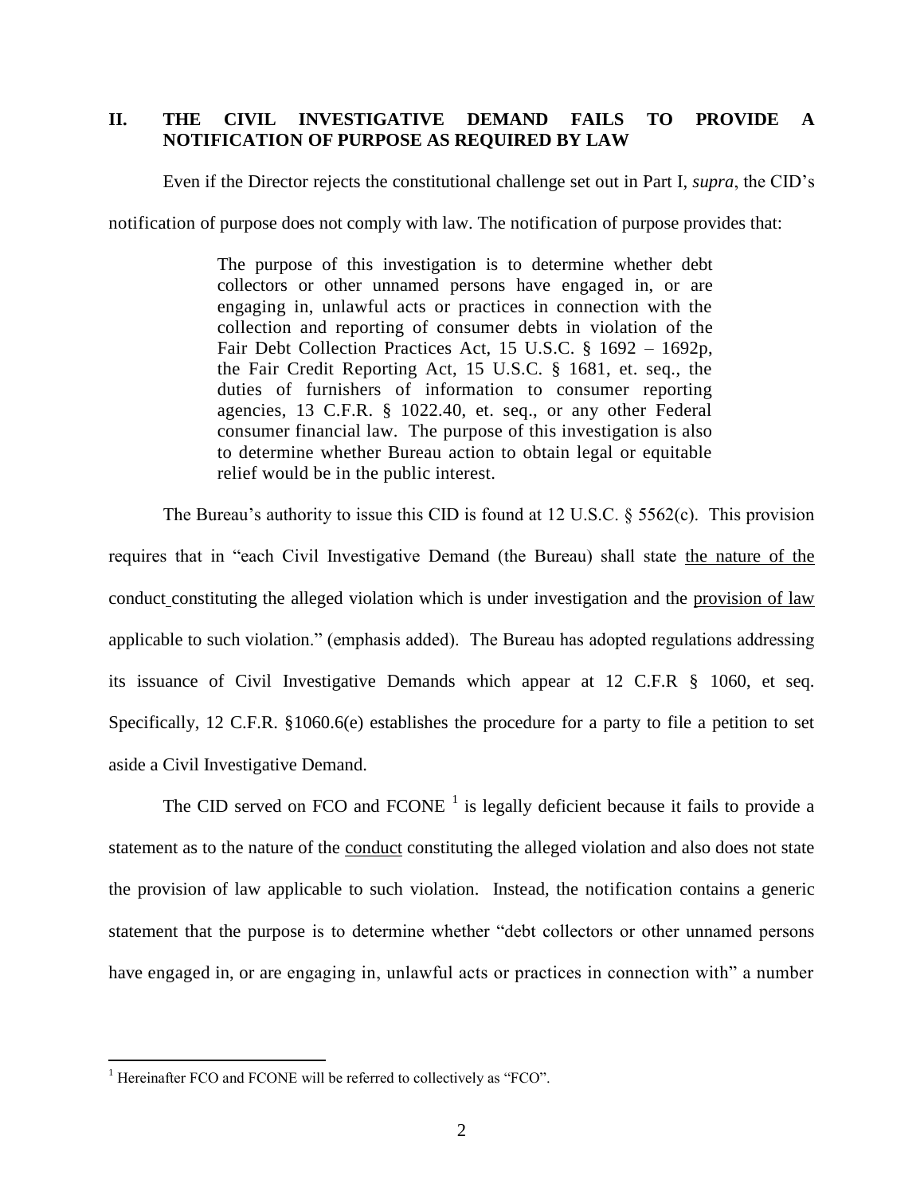## II. THE CIVIL INVESTIGATIVE DEMAND FAILS TO PROVIDE A NOTIFICATION OF PURPOSE AS REQUIRED BY LAW

Even if the Director rejects the constitutional challenge set out in Part I, *supra*, the CID's notification of purpose does not comply with law. The notification of purpose provides that:

> The purpose of this investigation is to determine whether debt collectors or other unnamed persons have engaged in, or are engaging in, unlawful acts or practices in connection with the collection and reporting of consumer debts in violation of the Fair Debt Collection Practices Act, 15 U.S.C. § 1692 – 1692p, the Fair Credit Reporting Act, 15 U.S.C. § 1681, et. seq., the duties of furnishers of information to consumer reporting agencies, 13 C.F.R. § 1022.40, et. seq., or any other Federal consumer financial law. The purpose of this investigation is also to determine whether Bureau action to obtain legal or equitable relief would be in the public interest.

The Bureau's authority to issue this CID is found at 12 U.S.C. § 5562(c). This provision requires that in "each Civil Investigative Demand (the Bureau) shall state <u>the nature of the conduct</u> constituting the alleged violation which is under investigation and the <u>provision of law</u> applicable to such violation." (emphasis added). The Bureau has adopted regulations addressing its issuance of Civil Investigative Demands which appear at 12 C.F.R § 1060, et seq. Specifically, 12 C.F.R. §1060.6(e) establishes the procedure for a party to file a petition to set aside a Civil Investigative Demand.

The CID served on FCO and FCONE [1] is legally deficient because it fails to provide a statement as to the nature of the <u>conduct</u> constituting the alleged violation and also does not state the provision of law applicable to such violation. Instead, the notification contains a generic statement that the purpose is to determine whether "debt collectors or other unnamed persons have engaged in, or are engaging in, unlawful acts or practices in connection with" a number

---

[1] Hereinafter FCO and FCONE will be referred to collectively as "FCO".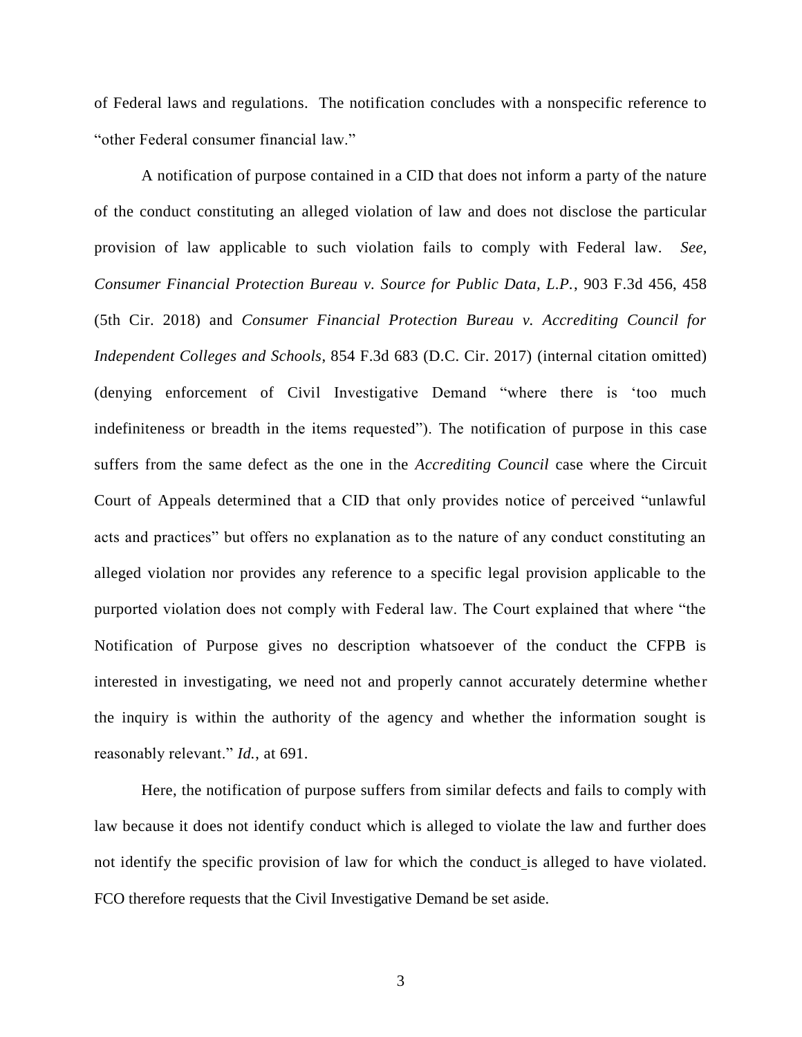of Federal laws and regulations. The notification concludes with a nonspecific reference to "other Federal consumer financial law."

A notification of purpose contained in a CID that does not inform a party of the nature of the conduct constituting an alleged violation of law and does not disclose the particular provision of law applicable to such violation fails to comply with Federal law. *See*, *Consumer Financial Protection Bureau v. Source for Public Data, L.P.*, 903 F.3d 456, 458 (5th Cir. 2018) and *Consumer Financial Protection Bureau v. Accrediting Council for Independent Colleges and Schools*, 854 F.3d 683 (D.C. Cir. 2017) (internal citation omitted) (denying enforcement of Civil Investigative Demand "where there is 'too much indefiniteness or breadth in the items requested"). The notification of purpose in this case suffers from the same defect as the one in the *Accrediting Council* case where the Circuit Court of Appeals determined that a CID that only provides notice of perceived "unlawful acts and practices" but offers no explanation as to the nature of any conduct constituting an alleged violation nor provides any reference to a specific legal provision applicable to the purported violation does not comply with Federal law. The Court explained that where "the Notification of Purpose gives no description whatsoever of the conduct the CFPB is interested in investigating, we need not and properly cannot accurately determine whether the inquiry is within the authority of the agency and whether the information sought is reasonably relevant." *Id.*, at 691.

Here, the notification of purpose suffers from similar defects and fails to comply with law because it does not identify conduct which is alleged to violate the law and further does not identify the specific provision of law for which the conduct is alleged to have violated. FCO therefore requests that the Civil Investigative Demand be set aside.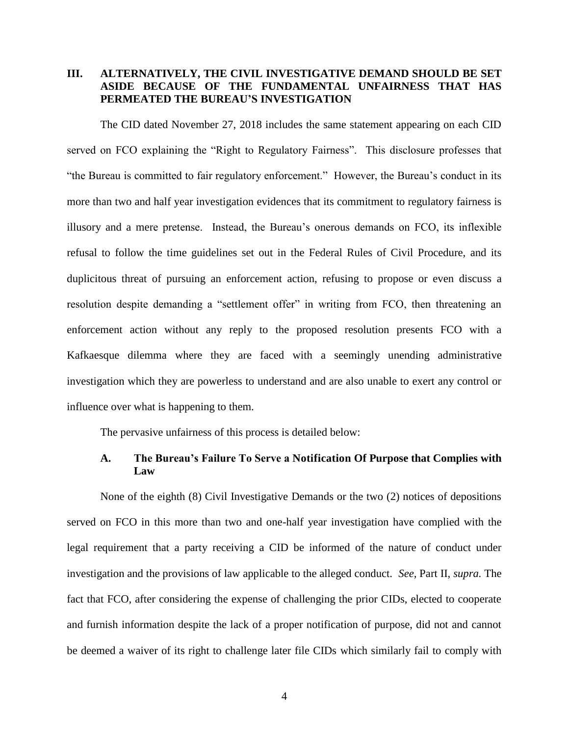## III. ALTERNATIVELY, THE CIVIL INVESTIGATIVE DEMAND SHOULD BE SET ASIDE BECAUSE OF THE FUNDAMENTAL UNFAIRNESS THAT HAS PERMEATED THE BUREAU'S INVESTIGATION

The CID dated November 27, 2018 includes the same statement appearing on each CID served on FCO explaining the "Right to Regulatory Fairness". This disclosure professes that "the Bureau is committed to fair regulatory enforcement." However, the Bureau's conduct in its more than two and half year investigation evidences that its commitment to regulatory fairness is illusory and a mere pretense. Instead, the Bureau's onerous demands on FCO, its inflexible refusal to follow the time guidelines set out in the Federal Rules of Civil Procedure, and its duplicitous threat of pursuing an enforcement action, refusing to propose or even discuss a resolution despite demanding a "settlement offer" in writing from FCO, then threatening an enforcement action without any reply to the proposed resolution presents FCO with a Kafkaesque dilemma where they are faced with a seemingly unending administrative investigation which they are powerless to understand and are also unable to exert any control or influence over what is happening to them.

The pervasive unfairness of this process is detailed below:

### A. The Bureau's Failure To Serve a Notification Of Purpose that Complies with Law

None of the eighth (8) Civil Investigative Demands or the two (2) notices of depositions served on FCO in this more than two and one-half year investigation have complied with the legal requirement that a party receiving a CID be informed of the nature of conduct under investigation and the provisions of law applicable to the alleged conduct. *See,* Part II, *supra.* The fact that FCO, after considering the expense of challenging the prior CIDs, elected to cooperate and furnish information despite the lack of a proper notification of purpose, did not and cannot be deemed a waiver of its right to challenge later file CIDs which similarly fail to comply with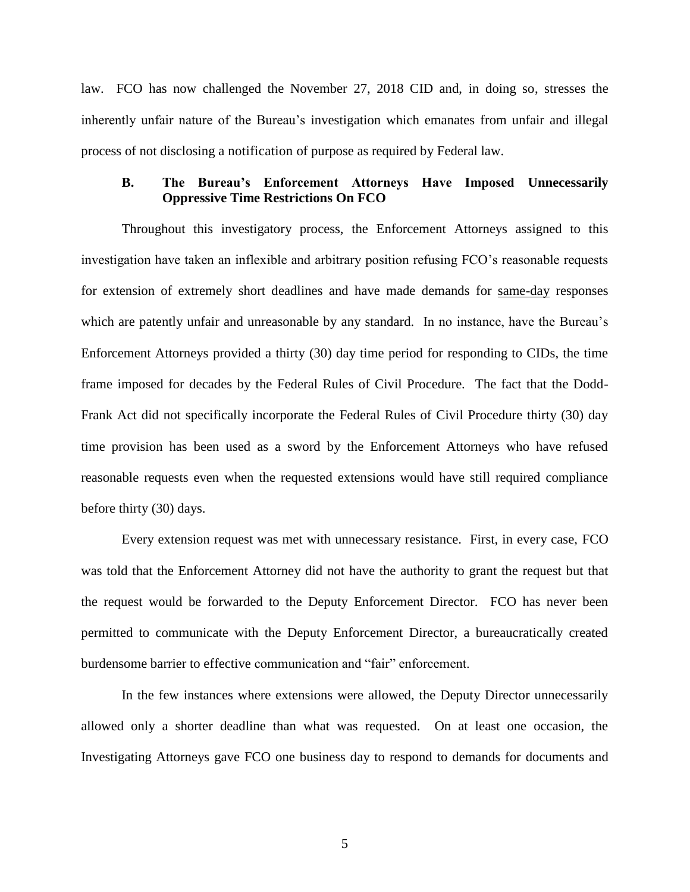law. FCO has now challenged the November 27, 2018 CID and, in doing so, stresses the inherently unfair nature of the Bureau's investigation which emanates from unfair and illegal process of not disclosing a notification of purpose as required by Federal law.

### B. The Bureau's Enforcement Attorneys Have Imposed Unnecessarily Oppressive Time Restrictions On FCO

Throughout this investigatory process, the Enforcement Attorneys assigned to this investigation have taken an inflexible and arbitrary position refusing FCO's reasonable requests for extension of extremely short deadlines and have made demands for <u>same-day</u> responses which are patently unfair and unreasonable by any standard. In no instance, have the Bureau's Enforcement Attorneys provided a thirty (30) day time period for responding to CIDs, the time frame imposed for decades by the Federal Rules of Civil Procedure. The fact that the Dodd-Frank Act did not specifically incorporate the Federal Rules of Civil Procedure thirty (30) day time provision has been used as a sword by the Enforcement Attorneys who have refused reasonable requests even when the requested extensions would have still required compliance before thirty (30) days.

Every extension request was met with unnecessary resistance. First, in every case, FCO was told that the Enforcement Attorney did not have the authority to grant the request but that the request would be forwarded to the Deputy Enforcement Director. FCO has never been permitted to communicate with the Deputy Enforcement Director, a bureaucratically created burdensome barrier to effective communication and "fair" enforcement.

In the few instances where extensions were allowed, the Deputy Director unnecessarily allowed only a shorter deadline than what was requested. On at least one occasion, the Investigating Attorneys gave FCO one business day to respond to demands for documents and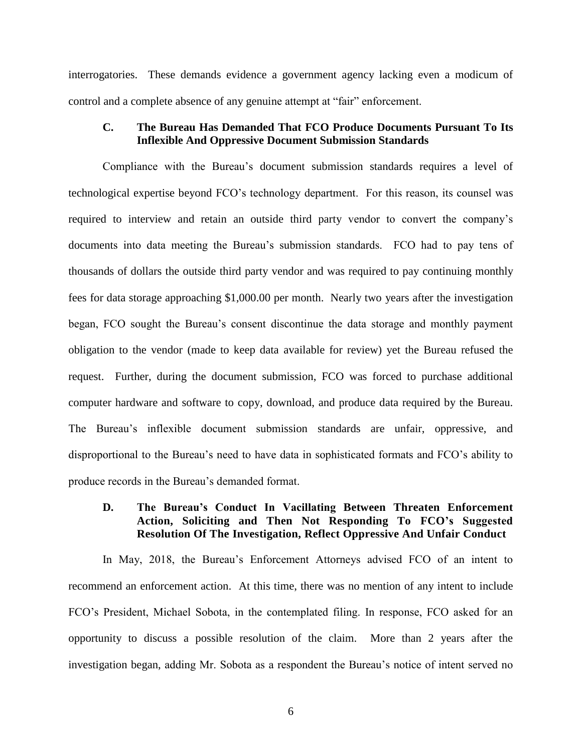interrogatories. These demands evidence a government agency lacking even a modicum of control and a complete absence of any genuine attempt at "fair" enforcement.

### C. The Bureau Has Demanded That FCO Produce Documents Pursuant To Its Inflexible And Oppressive Document Submission Standards

Compliance with the Bureau's document submission standards requires a level of technological expertise beyond FCO's technology department. For this reason, its counsel was required to interview and retain an outside third party vendor to convert the company's documents into data meeting the Bureau's submission standards. FCO had to pay tens of thousands of dollars the outside third party vendor and was required to pay continuing monthly fees for data storage approaching $1,000.00 per month. Nearly two years after the investigation began, FCO sought the Bureau's consent discontinue the data storage and monthly payment obligation to the vendor (made to keep data available for review) yet the Bureau refused the request. Further, during the document submission, FCO was forced to purchase additional computer hardware and software to copy, download, and produce data required by the Bureau. The Bureau's inflexible document submission standards are unfair, oppressive, and disproportional to the Bureau's need to have data in sophisticated formats and FCO's ability to produce records in the Bureau's demanded format.

### D. The Bureau's Conduct In Vacillating Between Threaten Enforcement Action, Soliciting and Then Not Responding To FCO's Suggested Resolution Of The Investigation, Reflect Oppressive And Unfair Conduct

In May, 2018, the Bureau's Enforcement Attorneys advised FCO of an intent to recommend an enforcement action. At this time, there was no mention of any intent to include FCO's President, Michael Sobota, in the contemplated filing. In response, FCO asked for an opportunity to discuss a possible resolution of the claim. More than 2 years after the investigation began, adding Mr. Sobota as a respondent the Bureau's notice of intent served no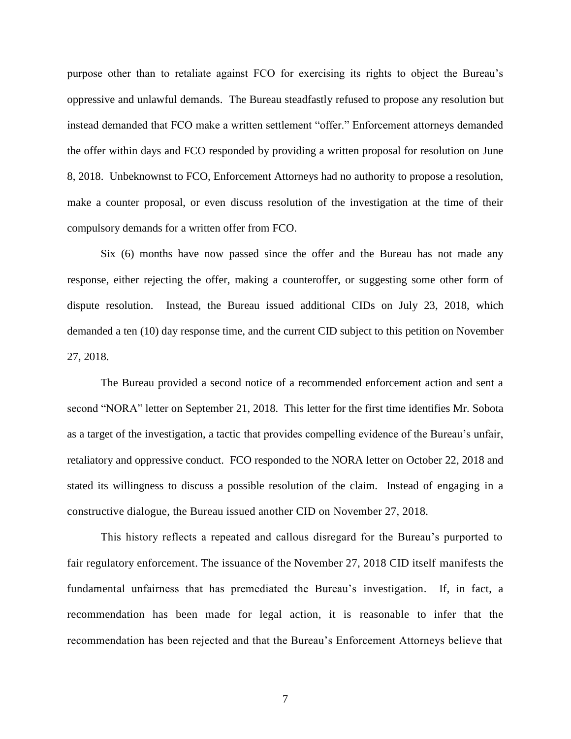purpose other than to retaliate against FCO for exercising its rights to object the Bureau's oppressive and unlawful demands. The Bureau steadfastly refused to propose any resolution but instead demanded that FCO make a written settlement "offer." Enforcement attorneys demanded the offer within days and FCO responded by providing a written proposal for resolution on June 8, 2018. Unbeknownst to FCO, Enforcement Attorneys had no authority to propose a resolution, make a counter proposal, or even discuss resolution of the investigation at the time of their compulsory demands for a written offer from FCO.

Six (6) months have now passed since the offer and the Bureau has not made any response, either rejecting the offer, making a counteroffer, or suggesting some other form of dispute resolution. Instead, the Bureau issued additional CIDs on July 23, 2018, which demanded a ten (10) day response time, and the current CID subject to this petition on November 27, 2018.

The Bureau provided a second notice of a recommended enforcement action and sent a second "NORA" letter on September 21, 2018. This letter for the first time identifies Mr. Sobota as a target of the investigation, a tactic that provides compelling evidence of the Bureau's unfair, retaliatory and oppressive conduct. FCO responded to the NORA letter on October 22, 2018 and stated its willingness to discuss a possible resolution of the claim. Instead of engaging in a constructive dialogue, the Bureau issued another CID on November 27, 2018.

This history reflects a repeated and callous disregard for the Bureau's purported to fair regulatory enforcement. The issuance of the November 27, 2018 CID itself manifests the fundamental unfairness that has premediated the Bureau's investigation. If, in fact, a recommendation has been made for legal action, it is reasonable to infer that the recommendation has been rejected and that the Bureau's Enforcement Attorneys believe that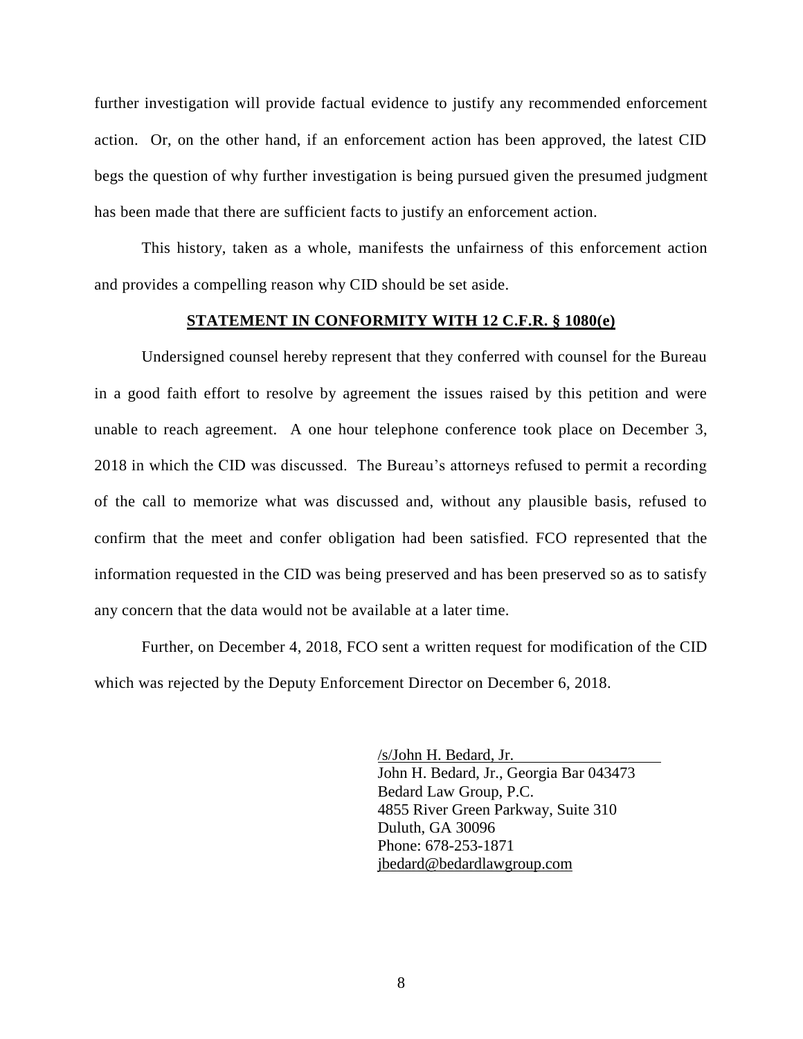further investigation will provide factual evidence to justify any recommended enforcement action. Or, on the other hand, if an enforcement action has been approved, the latest CID begs the question of why further investigation is being pursued given the presumed judgment has been made that there are sufficient facts to justify an enforcement action.

This history, taken as a whole, manifests the unfairness of this enforcement action and provides a compelling reason why CID should be set aside.

## STATEMENT IN CONFORMITY WITH 12 C.F.R. § 1080(e)

Undersigned counsel hereby represent that they conferred with counsel for the Bureau in a good faith effort to resolve by agreement the issues raised by this petition and were unable to reach agreement. A one hour telephone conference took place on December 3, 2018 in which the CID was discussed. The Bureau's attorneys refused to permit a recording of the call to memorize what was discussed and, without any plausible basis, refused to confirm that the meet and confer obligation had been satisfied. FCO represented that the information requested in the CID was being preserved and has been preserved so as to satisfy any concern that the data would not be available at a later time.

Further, on December 4, 2018, FCO sent a written request for modification of the CID which was rejected by the Deputy Enforcement Director on December 6, 2018.

/s/John H. Bedard, Jr.
John H. Bedard, Jr., Georgia Bar 043473
Bedard Law Group, P.C.
4855 River Green Parkway, Suite 310
Duluth, GA 30096
Phone: 678-253-1871
jbedard@bedardlawgroup.com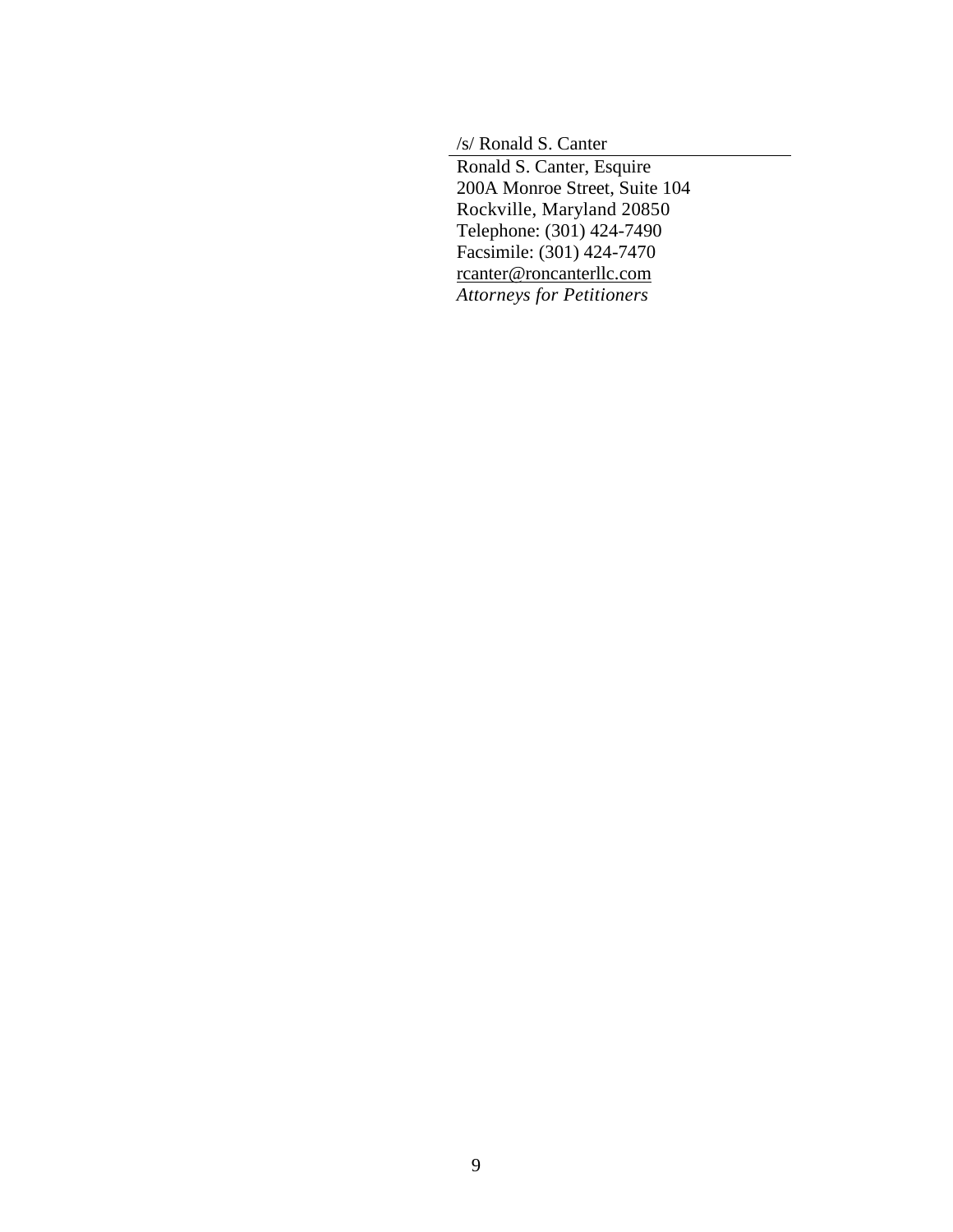/s/ Ronald S. Canter

Ronald S. Canter, Esquire
200A Monroe Street, Suite 104
Rockville, Maryland 20850
Telephone: (301) 424-7490
Facsimile: (301) 424-7470
rcanter@roncanterllc.com
*Attorneys for Petitioners*